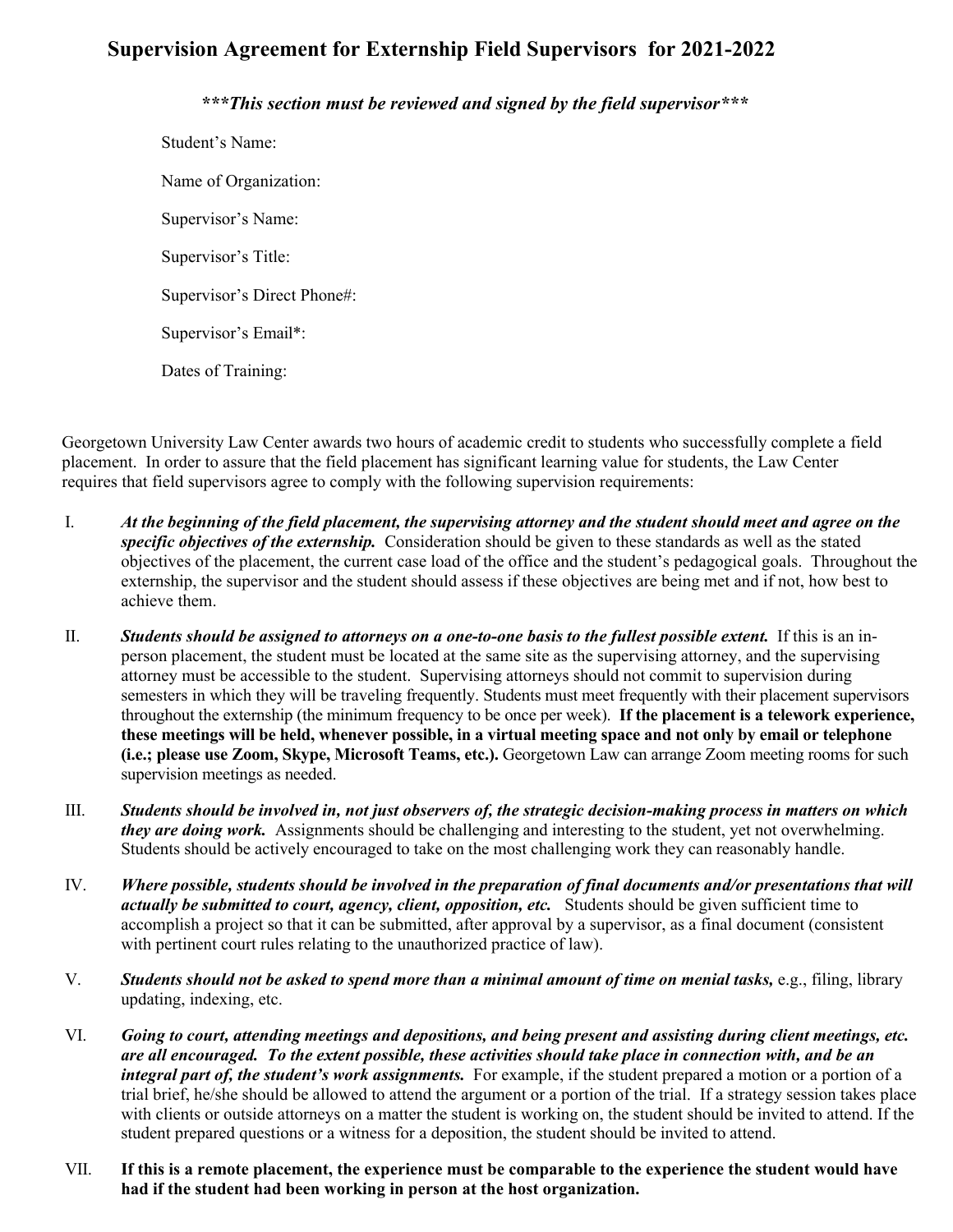# Supervision Agreement for Externship Field Supervisors for 2021-2022

***\*\*\*This section must be reviewed and signed by the field supervisor\*\*\****

Student's Name:

Name of Organization:

Supervisor's Name:

Supervisor's Title:

Supervisor's Direct Phone#:

Supervisor's Email*:

Dates of Training:

Georgetown University Law Center awards two hours of academic credit to students who successfully complete a field placement. In order to assure that the field placement has significant learning value for students, the Law Center requires that field supervisors agree to comply with the following supervision requirements:

I. ***At the beginning of the field placement, the supervising attorney and the student should meet and agree on the specific objectives of the externship.*** Consideration should be given to these standards as well as the stated objectives of the placement, the current case load of the office and the student's pedagogical goals. Throughout the externship, the supervisor and the student should assess if these objectives are being met and if not, how best to achieve them.

II. ***Students should be assigned to attorneys on a one-to-one basis to the fullest possible extent.*** If this is an in-person placement, the student must be located at the same site as the supervising attorney, and the supervising attorney must be accessible to the student. Supervising attorneys should not commit to supervision during semesters in which they will be traveling frequently. Students must meet frequently with their placement supervisors throughout the externship (the minimum frequency to be once per week). **If the placement is a telework experience, these meetings will be held, whenever possible, in a virtual meeting space and not only by email or telephone (i.e.; please use Zoom, Skype, Microsoft Teams, etc.).** Georgetown Law can arrange Zoom meeting rooms for such supervision meetings as needed.

III. ***Students should be involved in, not just observers of, the strategic decision-making process in matters on which they are doing work.*** Assignments should be challenging and interesting to the student, yet not overwhelming. Students should be actively encouraged to take on the most challenging work they can reasonably handle.

IV. ***Where possible, students should be involved in the preparation of final documents and/or presentations that will actually be submitted to court, agency, client, opposition, etc.*** Students should be given sufficient time to accomplish a project so that it can be submitted, after approval by a supervisor, as a final document (consistent with pertinent court rules relating to the unauthorized practice of law).

V. ***Students should not be asked to spend more than a minimal amount of time on menial tasks,*** e.g., filing, library updating, indexing, etc.

VI. ***Going to court, attending meetings and depositions, and being present and assisting during client meetings, etc. are all encouraged. To the extent possible, these activities should take place in connection with, and be an integral part of, the student's work assignments.*** For example, if the student prepared a motion or a portion of a trial brief, he/she should be allowed to attend the argument or a portion of the trial. If a strategy session takes place with clients or outside attorneys on a matter the student is working on, the student should be invited to attend. If the student prepared questions or a witness for a deposition, the student should be invited to attend.

VII. **If this is a remote placement, the experience must be comparable to the experience the student would have had if the student had been working in person at the host organization.**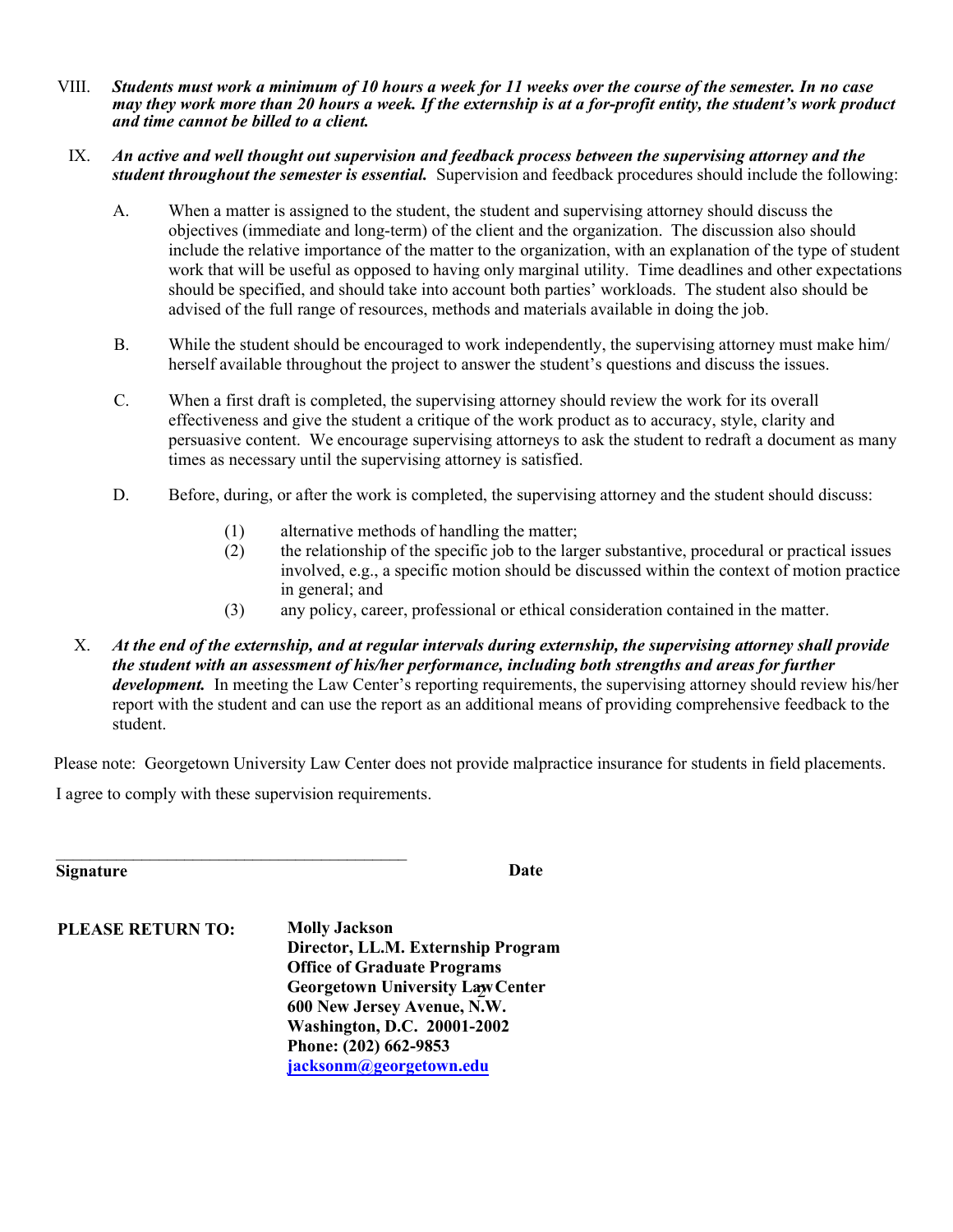VIII. ***Students must work a minimum of 10 hours a week for 11 weeks over the course of the semester. In no case may they work more than 20 hours a week. If the externship is at a for-profit entity, the student's work product and time cannot be billed to a client.***

IX. ***An active and well thought out supervision and feedback process between the supervising attorney and the student throughout the semester is essential.*** Supervision and feedback procedures should include the following:

A. When a matter is assigned to the student, the student and supervising attorney should discuss the objectives (immediate and long-term) of the client and the organization. The discussion also should include the relative importance of the matter to the organization, with an explanation of the type of student work that will be useful as opposed to having only marginal utility. Time deadlines and other expectations should be specified, and should take into account both parties' workloads. The student also should be advised of the full range of resources, methods and materials available in doing the job.

B. While the student should be encouraged to work independently, the supervising attorney must make him/ herself available throughout the project to answer the student's questions and discuss the issues.

C. When a first draft is completed, the supervising attorney should review the work for its overall effectiveness and give the student a critique of the work product as to accuracy, style, clarity and persuasive content. We encourage supervising attorneys to ask the student to redraft a document as many times as necessary until the supervising attorney is satisfied.

D. Before, during, or after the work is completed, the supervising attorney and the student should discuss:

(1) alternative methods of handling the matter;
(2) the relationship of the specific job to the larger substantive, procedural or practical issues involved, e.g., a specific motion should be discussed within the context of motion practice in general; and
(3) any policy, career, professional or ethical consideration contained in the matter.

X. ***At the end of the externship, and at regular intervals during externship, the supervising attorney shall provide the student with an assessment of his/her performance, including both strengths and areas for further development.*** In meeting the Law Center's reporting requirements, the supervising attorney should review his/her report with the student and can use the report as an additional means of providing comprehensive feedback to the student.

Please note: Georgetown University Law Center does not provide malpractice insurance for students in field placements.

I agree to comply with these supervision requirements.

\_\_\_\_\_\_\_\_\_\_\_\_\_\_\_\_\_\_\_\_\_\_\_\_\_\_\_\_\_\_\_\_\_\_\_\_\_\_\_\_\_\_

**Signature** **Date**

**PLEASE RETURN TO:**

**Molly Jackson**
**Director, LL.M. Externship Program**
**Office of Graduate Programs**
**Georgetown University Law Center**
**600 New Jersey Avenue, N.W.**
**Washington, D.C. 20001-2002**
**Phone: (202) 662-9853**
**jacksonm@georgetown.edu**